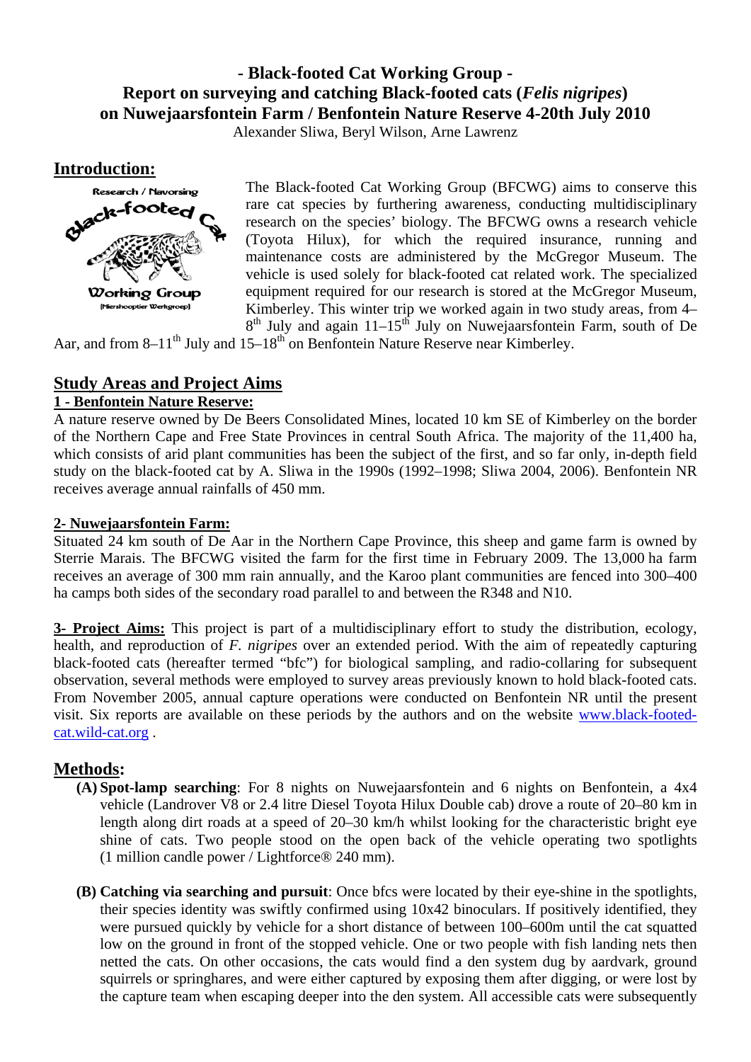## - Black-footed Cat Working Group -
## Report on surveying and catching Black-footed cats (*Felis nigripes*) on Nuwejaarsfontein Farm / Benfontein Nature Reserve 4-20th July 2010

Alexander Sliwa, Beryl Wilson, Arne Lawrenz

## Introduction:

The Black-footed Cat Working Group (BFCWG) aims to conserve this rare cat species by furthering awareness, conducting multidisciplinary research on the species' biology. The BFCWG owns a research vehicle (Toyota Hilux), for which the required insurance, running and maintenance costs are administered by the McGregor Museum. The vehicle is used solely for black-footed cat related work. The specialized equipment required for our research is stored at the McGregor Museum, Kimberley. This winter trip we worked again in two study areas, from 4–8th July and again 11–15th July on Nuwejaarsfontein Farm, south of De Aar, and from 8–11th July and 15–18th on Benfontein Nature Reserve near Kimberley.

## Study Areas and Project Aims

### 1 - Benfontein Nature Reserve:

A nature reserve owned by De Beers Consolidated Mines, located 10 km SE of Kimberley on the border of the Northern Cape and Free State Provinces in central South Africa. The majority of the 11,400 ha, which consists of arid plant communities has been the subject of the first, and so far only, in-depth field study on the black-footed cat by A. Sliwa in the 1990s (1992–1998; Sliwa 2004, 2006). Benfontein NR receives average annual rainfalls of 450 mm.

### 2- Nuwejaarsfontein Farm:

Situated 24 km south of De Aar in the Northern Cape Province, this sheep and game farm is owned by Sterrie Marais. The BFCWG visited the farm for the first time in February 2009. The 13,000 ha farm receives an average of 300 mm rain annually, and the Karoo plant communities are fenced into 300–400 ha camps both sides of the secondary road parallel to and between the R348 and N10.

**3- Project Aims:** This project is part of a multidisciplinary effort to study the distribution, ecology, health, and reproduction of *F. nigripes* over an extended period. With the aim of repeatedly capturing black-footed cats (hereafter termed "bfc") for biological sampling, and radio-collaring for subsequent observation, several methods were employed to survey areas previously known to hold black-footed cats. From November 2005, annual capture operations were conducted on Benfontein NR until the present visit. Six reports are available on these periods by the authors and on the website www.black-footed-cat.wild-cat.org .

## Methods:

- **(A) Spot-lamp searching**: For 8 nights on Nuwejaarsfontein and 6 nights on Benfontein, a 4x4 vehicle (Landrover V8 or 2.4 litre Diesel Toyota Hilux Double cab) drove a route of 20–80 km in length along dirt roads at a speed of 20–30 km/h whilst looking for the characteristic bright eye shine of cats. Two people stood on the open back of the vehicle operating two spotlights (1 million candle power / Lightforce® 240 mm).

- **(B) Catching via searching and pursuit**: Once bfcs were located by their eye-shine in the spotlights, their species identity was swiftly confirmed using 10x42 binoculars. If positively identified, they were pursued quickly by vehicle for a short distance of between 100–600m until the cat squatted low on the ground in front of the stopped vehicle. One or two people with fish landing nets then netted the cats. On other occasions, the cats would find a den system dug by aardvark, ground squirrels or springhares, and were either captured by exposing them after digging, or were lost by the capture team when escaping deeper into the den system. All accessible cats were subsequently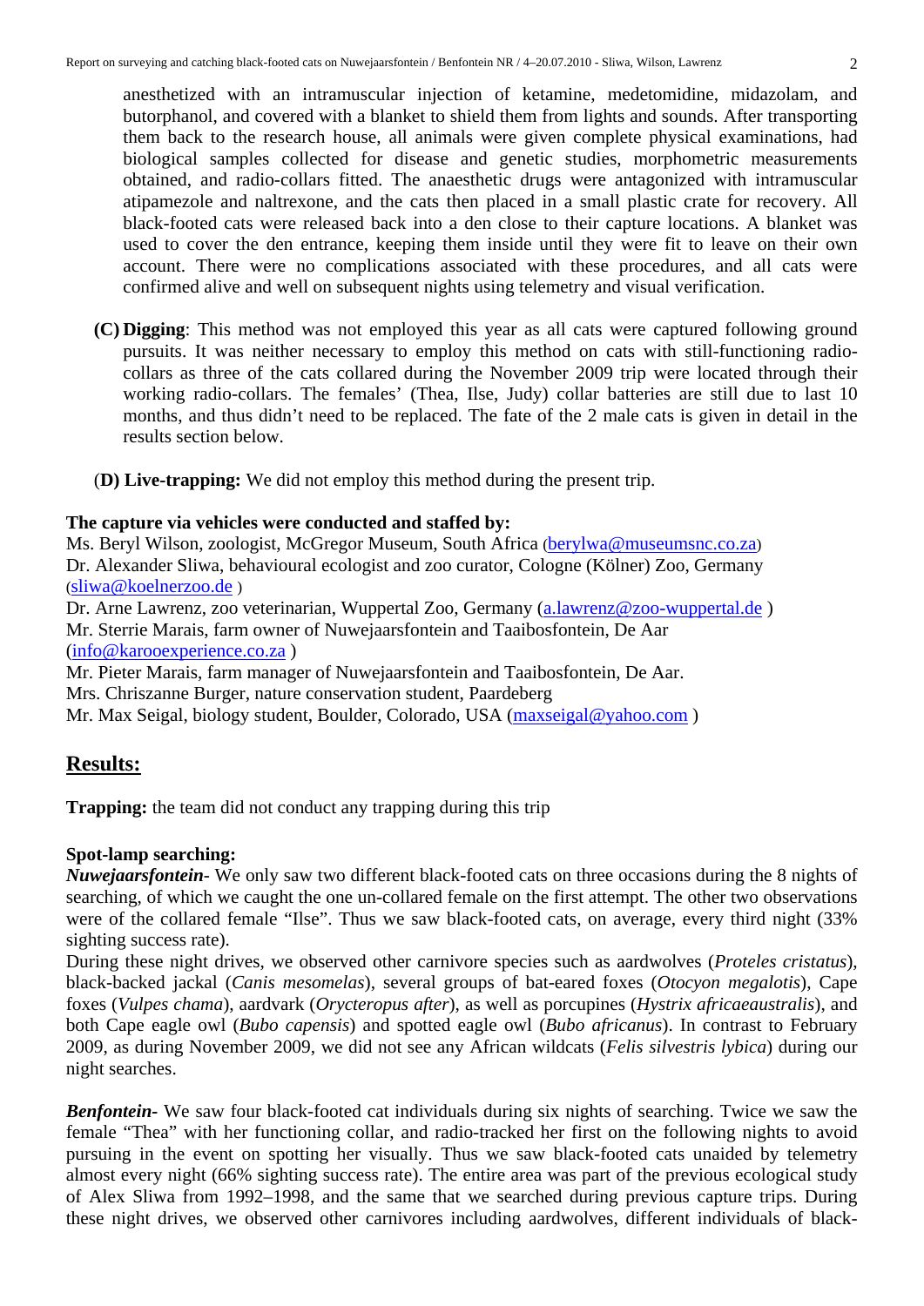anesthetized with an intramuscular injection of ketamine, medetomidine, midazolam, and butorphanol, and covered with a blanket to shield them from lights and sounds. After transporting them back to the research house, all animals were given complete physical examinations, had biological samples collected for disease and genetic studies, morphometric measurements obtained, and radio-collars fitted. The anaesthetic drugs were antagonized with intramuscular atipamezole and naltrexone, and the cats then placed in a small plastic crate for recovery. All black-footed cats were released back into a den close to their capture locations. A blanket was used to cover the den entrance, keeping them inside until they were fit to leave on their own account. There were no complications associated with these procedures, and all cats were confirmed alive and well on subsequent nights using telemetry and visual verification.

**(C) Digging**: This method was not employed this year as all cats were captured following ground pursuits. It was neither necessary to employ this method on cats with still-functioning radio-collars as three of the cats collared during the November 2009 trip were located through their working radio-collars. The females' (Thea, Ilse, Judy) collar batteries are still due to last 10 months, and thus didn't need to be replaced. The fate of the 2 male cats is given in detail in the results section below.

(**D) Live-trapping:** We did not employ this method during the present trip.

**The capture via vehicles were conducted and staffed by:**
Ms. Beryl Wilson, zoologist, McGregor Museum, South Africa (berylwa@museumsnc.co.za)
Dr. Alexander Sliwa, behavioural ecologist and zoo curator, Cologne (Kölner) Zoo, Germany (sliwa@koelnerzoo.de )
Dr. Arne Lawrenz, zoo veterinarian, Wuppertal Zoo, Germany (a.lawrenz@zoo-wuppertal.de )
Mr. Sterrie Marais, farm owner of Nuwejaarsfontein and Taaibosfontein, De Aar (info@karooexperience.co.za )
Mr. Pieter Marais, farm manager of Nuwejaarsfontein and Taaibosfontein, De Aar.
Mrs. Chriszanne Burger, nature conservation student, Paardeberg
Mr. Max Seigal, biology student, Boulder, Colorado, USA (maxseigal@yahoo.com )

## Results:

**Trapping:** the team did not conduct any trapping during this trip

**Spot-lamp searching:**
***Nuwejaarsfontein***- We only saw two different black-footed cats on three occasions during the 8 nights of searching, of which we caught the one un-collared female on the first attempt. The other two observations were of the collared female "Ilse". Thus we saw black-footed cats, on average, every third night (33% sighting success rate).
During these night drives, we observed other carnivore species such as aardwolves (*Proteles cristatus*), black-backed jackal (*Canis mesomelas*), several groups of bat-eared foxes (*Otocyon megalotis*), Cape foxes (*Vulpes chama*), aardvark (*Orycteropus after*), as well as porcupines (*Hystrix africaeaustralis*), and both Cape eagle owl (*Bubo capensis*) and spotted eagle owl (*Bubo africanus*). In contrast to February 2009, as during November 2009, we did not see any African wildcats (*Felis silvestris lybica*) during our night searches.

***Benfontein***- We saw four black-footed cat individuals during six nights of searching. Twice we saw the female "Thea" with her functioning collar, and radio-tracked her first on the following nights to avoid pursuing in the event on spotting her visually. Thus we saw black-footed cats unaided by telemetry almost every night (66% sighting success rate). The entire area was part of the previous ecological study of Alex Sliwa from 1992–1998, and the same that we searched during previous capture trips. During these night drives, we observed other carnivores including aardwolves, different individuals of black-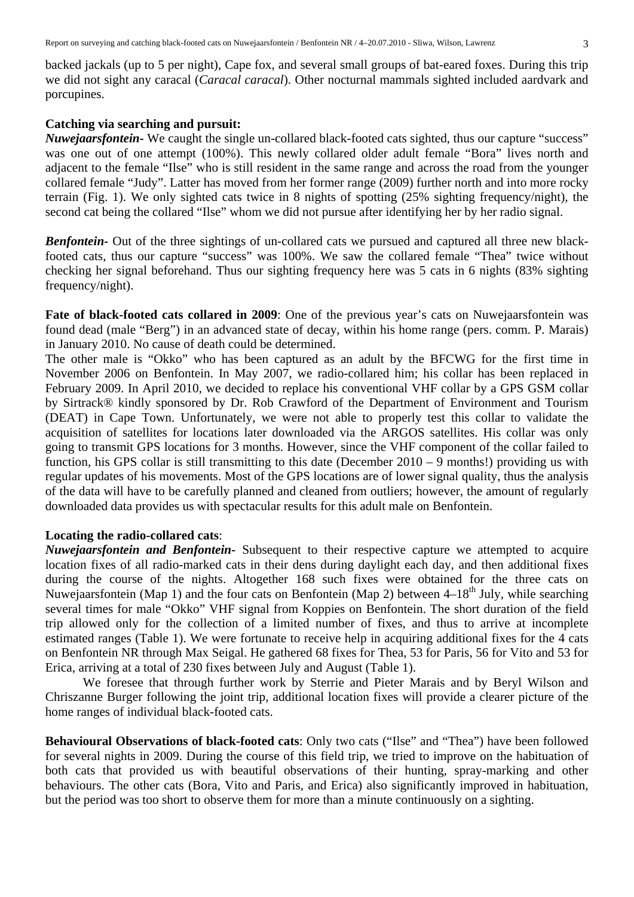backed jackals (up to 5 per night), Cape fox, and several small groups of bat-eared foxes. During this trip we did not sight any caracal (*Caracal caracal*). Other nocturnal mammals sighted included aardvark and porcupines.

**Catching via searching and pursuit:**

***Nuwejaarsfontein-*** We caught the single un-collared black-footed cats sighted, thus our capture "success" was one out of one attempt (100%). This newly collared older adult female "Bora" lives north and adjacent to the female "Ilse" who is still resident in the same range and across the road from the younger collared female "Judy". Latter has moved from her former range (2009) further north and into more rocky terrain (Fig. 1). We only sighted cats twice in 8 nights of spotting (25% sighting frequency/night), the second cat being the collared "Ilse" whom we did not pursue after identifying her by her radio signal.

***Benfontein-*** Out of the three sightings of un-collared cats we pursued and captured all three new black-footed cats, thus our capture "success" was 100%. We saw the collared female "Thea" twice without checking her signal beforehand. Thus our sighting frequency here was 5 cats in 6 nights (83% sighting frequency/night).

**Fate of black-footed cats collared in 2009**: One of the previous year's cats on Nuwejaarsfontein was found dead (male "Berg") in an advanced state of decay, within his home range (pers. comm. P. Marais) in January 2010. No cause of death could be determined.

The other male is "Okko" who has been captured as an adult by the BFCWG for the first time in November 2006 on Benfontein. In May 2007, we radio-collared him; his collar has been replaced in February 2009. In April 2010, we decided to replace his conventional VHF collar by a GPS GSM collar by Sirtrack® kindly sponsored by Dr. Rob Crawford of the Department of Environment and Tourism (DEAT) in Cape Town. Unfortunately, we were not able to properly test this collar to validate the acquisition of satellites for locations later downloaded via the ARGOS satellites. His collar was only going to transmit GPS locations for 3 months. However, since the VHF component of the collar failed to function, his GPS collar is still transmitting to this date (December 2010 – 9 months!) providing us with regular updates of his movements. Most of the GPS locations are of lower signal quality, thus the analysis of the data will have to be carefully planned and cleaned from outliers; however, the amount of regularly downloaded data provides us with spectacular results for this adult male on Benfontein.

**Locating the radio-collared cats**:

***Nuwejaarsfontein and Benfontein-*** Subsequent to their respective capture we attempted to acquire location fixes of all radio-marked cats in their dens during daylight each day, and then additional fixes during the course of the nights. Altogether 168 such fixes were obtained for the three cats on Nuwejaarsfontein (Map 1) and the four cats on Benfontein (Map 2) between 4–18th July, while searching several times for male "Okko" VHF signal from Koppies on Benfontein. The short duration of the field trip allowed only for the collection of a limited number of fixes, and thus to arrive at incomplete estimated ranges (Table 1). We were fortunate to receive help in acquiring additional fixes for the 4 cats on Benfontein NR through Max Seigal. He gathered 68 fixes for Thea, 53 for Paris, 56 for Vito and 53 for Erica, arriving at a total of 230 fixes between July and August (Table 1).

We foresee that through further work by Sterrie and Pieter Marais and by Beryl Wilson and Chriszanne Burger following the joint trip, additional location fixes will provide a clearer picture of the home ranges of individual black-footed cats.

**Behavioural Observations of black-footed cats**: Only two cats ("Ilse" and "Thea") have been followed for several nights in 2009. During the course of this field trip, we tried to improve on the habituation of both cats that provided us with beautiful observations of their hunting, spray-marking and other behaviours. The other cats (Bora, Vito and Paris, and Erica) also significantly improved in habituation, but the period was too short to observe them for more than a minute continuously on a sighting.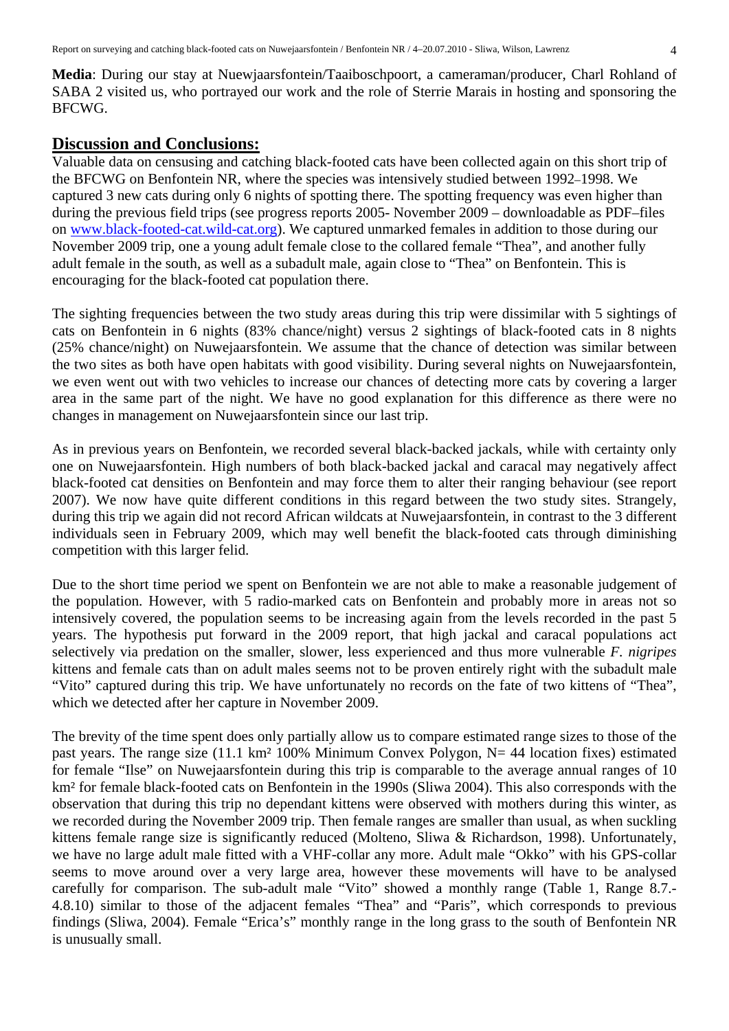**Media**: During our stay at Nuewjaarsfontein/Taaiboschpoort, a cameraman/producer, Charl Rohland of SABA 2 visited us, who portrayed our work and the role of Sterrie Marais in hosting and sponsoring the BFCWG.

## Discussion and Conclusions:

Valuable data on censusing and catching black-footed cats have been collected again on this short trip of the BFCWG on Benfontein NR, where the species was intensively studied between 1992–1998. We captured 3 new cats during only 6 nights of spotting there. The spotting frequency was even higher than during the previous field trips (see progress reports 2005- November 2009 – downloadable as PDF–files on [www.black-footed-cat.wild-cat.org](www.black-footed-cat.wild-cat.org)). We captured unmarked females in addition to those during our November 2009 trip, one a young adult female close to the collared female "Thea", and another fully adult female in the south, as well as a subadult male, again close to "Thea" on Benfontein. This is encouraging for the black-footed cat population there.

The sighting frequencies between the two study areas during this trip were dissimilar with 5 sightings of cats on Benfontein in 6 nights (83% chance/night) versus 2 sightings of black-footed cats in 8 nights (25% chance/night) on Nuwejaarsfontein. We assume that the chance of detection was similar between the two sites as both have open habitats with good visibility. During several nights on Nuwejaarsfontein, we even went out with two vehicles to increase our chances of detecting more cats by covering a larger area in the same part of the night. We have no good explanation for this difference as there were no changes in management on Nuwejaarsfontein since our last trip.

As in previous years on Benfontein, we recorded several black-backed jackals, while with certainty only one on Nuwejaarsfontein. High numbers of both black-backed jackal and caracal may negatively affect black-footed cat densities on Benfontein and may force them to alter their ranging behaviour (see report 2007). We now have quite different conditions in this regard between the two study sites. Strangely, during this trip we again did not record African wildcats at Nuwejaarsfontein, in contrast to the 3 different individuals seen in February 2009, which may well benefit the black-footed cats through diminishing competition with this larger felid.

Due to the short time period we spent on Benfontein we are not able to make a reasonable judgement of the population. However, with 5 radio-marked cats on Benfontein and probably more in areas not so intensively covered, the population seems to be increasing again from the levels recorded in the past 5 years. The hypothesis put forward in the 2009 report, that high jackal and caracal populations act selectively via predation on the smaller, slower, less experienced and thus more vulnerable *F. nigripes* kittens and female cats than on adult males seems not to be proven entirely right with the subadult male "Vito" captured during this trip. We have unfortunately no records on the fate of two kittens of "Thea", which we detected after her capture in November 2009.

The brevity of the time spent does only partially allow us to compare estimated range sizes to those of the past years. The range size (11.1 km² 100% Minimum Convex Polygon, N= 44 location fixes) estimated for female "Ilse" on Nuwejaarsfontein during this trip is comparable to the average annual ranges of 10 km² for female black-footed cats on Benfontein in the 1990s (Sliwa 2004). This also corresponds with the observation that during this trip no dependant kittens were observed with mothers during this winter, as we recorded during the November 2009 trip. Then female ranges are smaller than usual, as when suckling kittens female range size is significantly reduced (Molteno, Sliwa & Richardson, 1998). Unfortunately, we have no large adult male fitted with a VHF-collar any more. Adult male "Okko" with his GPS-collar seems to move around over a very large area, however these movements will have to be analysed carefully for comparison. The sub-adult male "Vito" showed a monthly range (Table 1, Range 8.7.-4.8.10) similar to those of the adjacent females "Thea" and "Paris", which corresponds to previous findings (Sliwa, 2004). Female "Erica's" monthly range in the long grass to the south of Benfontein NR is unusually small.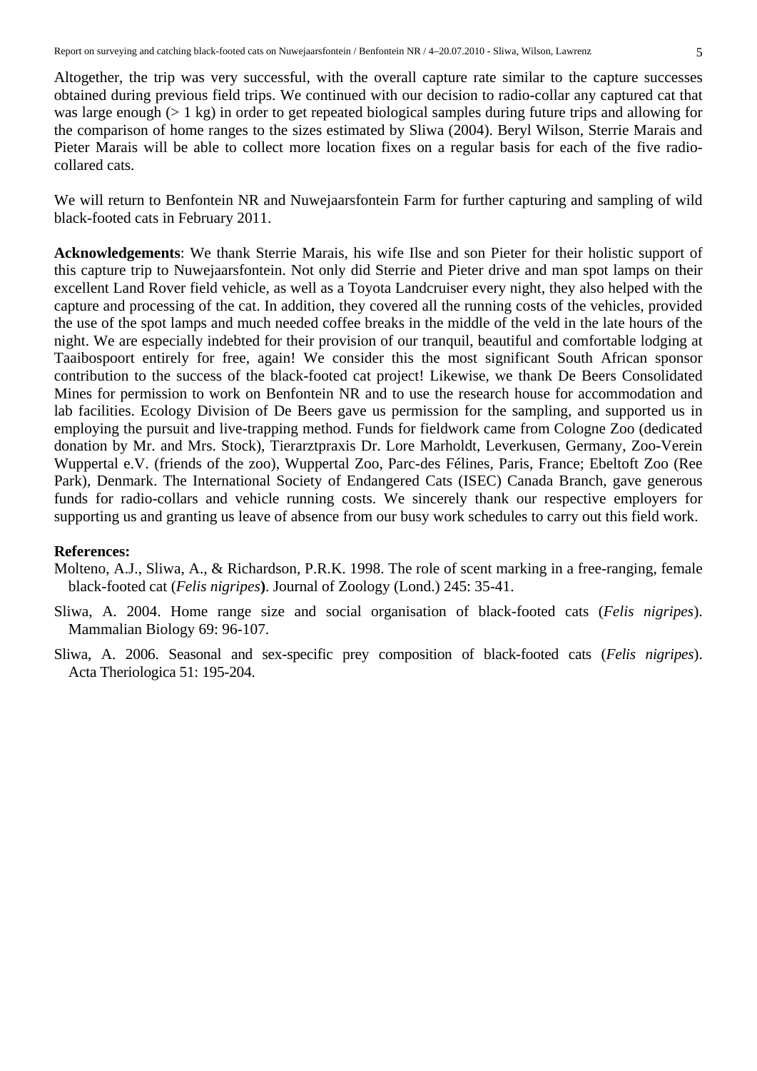Altogether, the trip was very successful, with the overall capture rate similar to the capture successes obtained during previous field trips. We continued with our decision to radio-collar any captured cat that was large enough (> 1 kg) in order to get repeated biological samples during future trips and allowing for the comparison of home ranges to the sizes estimated by Sliwa (2004). Beryl Wilson, Sterrie Marais and Pieter Marais will be able to collect more location fixes on a regular basis for each of the five radio-collared cats.

We will return to Benfontein NR and Nuwejaarsfontein Farm for further capturing and sampling of wild black-footed cats in February 2011.

**Acknowledgements**: We thank Sterrie Marais, his wife Ilse and son Pieter for their holistic support of this capture trip to Nuwejaarsfontein. Not only did Sterrie and Pieter drive and man spot lamps on their excellent Land Rover field vehicle, as well as a Toyota Landcruiser every night, they also helped with the capture and processing of the cat. In addition, they covered all the running costs of the vehicles, provided the use of the spot lamps and much needed coffee breaks in the middle of the veld in the late hours of the night. We are especially indebted for their provision of our tranquil, beautiful and comfortable lodging at Taaibospoort entirely for free, again! We consider this the most significant South African sponsor contribution to the success of the black-footed cat project! Likewise, we thank De Beers Consolidated Mines for permission to work on Benfontein NR and to use the research house for accommodation and lab facilities. Ecology Division of De Beers gave us permission for the sampling, and supported us in employing the pursuit and live-trapping method. Funds for fieldwork came from Cologne Zoo (dedicated donation by Mr. and Mrs. Stock), Tierarztpraxis Dr. Lore Marholdt, Leverkusen, Germany, Zoo-Verein Wuppertal e.V. (friends of the zoo), Wuppertal Zoo, Parc-des Félines, Paris, France; Ebeltoft Zoo (Ree Park), Denmark. The International Society of Endangered Cats (ISEC) Canada Branch, gave generous funds for radio-collars and vehicle running costs. We sincerely thank our respective employers for supporting us and granting us leave of absence from our busy work schedules to carry out this field work.

**References:**

Molteno, A.J., Sliwa, A., & Richardson, P.R.K. 1998. The role of scent marking in a free-ranging, female black-footed cat (*Felis nigripes*). Journal of Zoology (Lond.) 245: 35-41.

Sliwa, A. 2004. Home range size and social organisation of black-footed cats (*Felis nigripes*). Mammalian Biology 69: 96-107.

Sliwa, A. 2006. Seasonal and sex-specific prey composition of black-footed cats (*Felis nigripes*). Acta Theriologica 51: 195-204.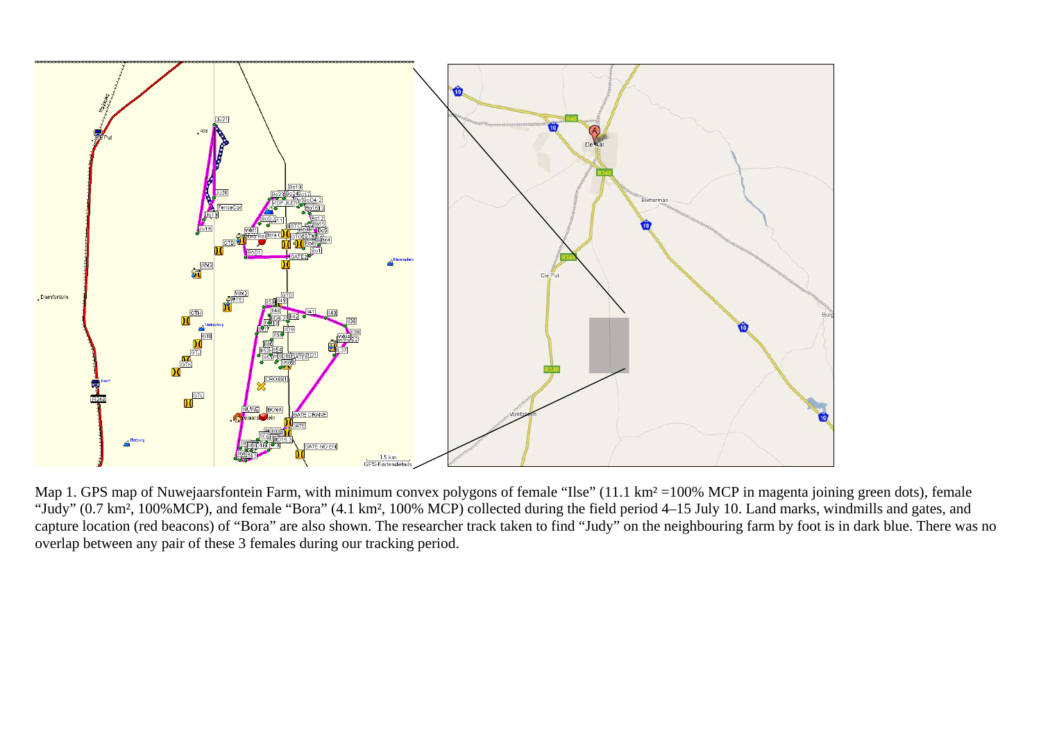Map 1. GPS map of Nuwejaarsfontein Farm, with minimum convex polygons of female “Ilse” (11.1 km² =100% MCP in magenta joining green dots), female “Judy” (0.7 km², 100%MCP), and female “Bora” (4.1 km², 100% MCP) collected during the field period 4–15 July 10. Land marks, windmills and gates, and capture location (red beacons) of “Bora” are also shown. The researcher track taken to find “Judy” on the neighbouring farm by foot is in dark blue. There was no overlap between any pair of these 3 females during our tracking period.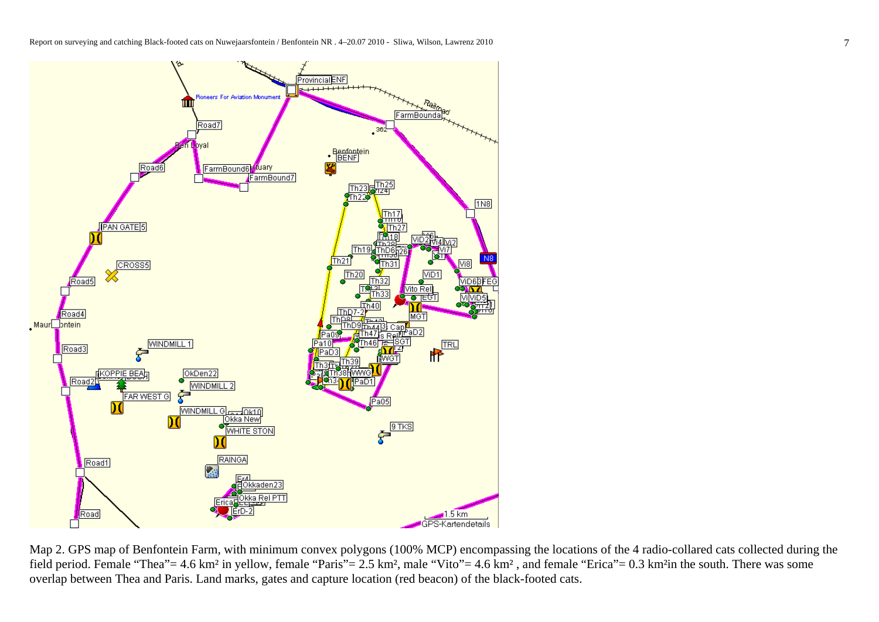Map 2. GPS map of Benfontein Farm, with minimum convex polygons (100% MCP) encompassing the locations of the 4 radio-collared cats collected during the field period. Female “Thea”= 4.6 km² in yellow, female “Paris”= 2.5 km², male “Vito”= 4.6 km² , and female “Erica”= 0.3 km²in the south. There was some overlap between Thea and Paris. Land marks, gates and capture location (red beacon) of the black-footed cats.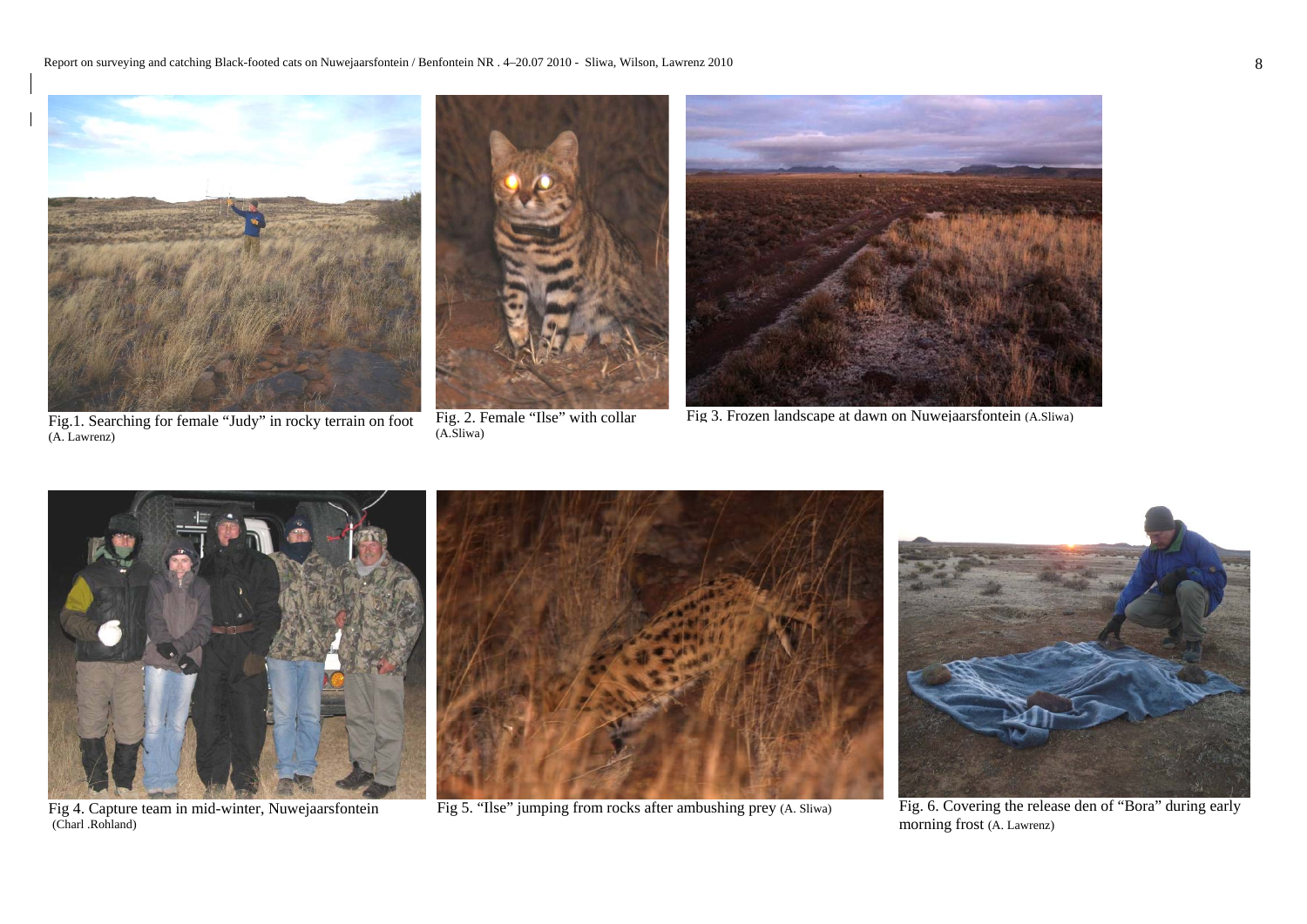Fig.1. Searching for female “Judy” in rocky terrain on foot (A. Lawrenz)

Fig. 2. Female “Ilse” with collar (A.Sliwa)

Fig 3. Frozen landscape at dawn on Nuwejaarsfontein (A.Sliwa)

Fig 4. Capture team in mid-winter, Nuwejaarsfontein (Charl .Rohland)

Fig 5. “Ilse” jumping from rocks after ambushing prey (A. Sliwa)

Fig. 6. Covering the release den of “Bora” during early morning frost (A. Lawrenz)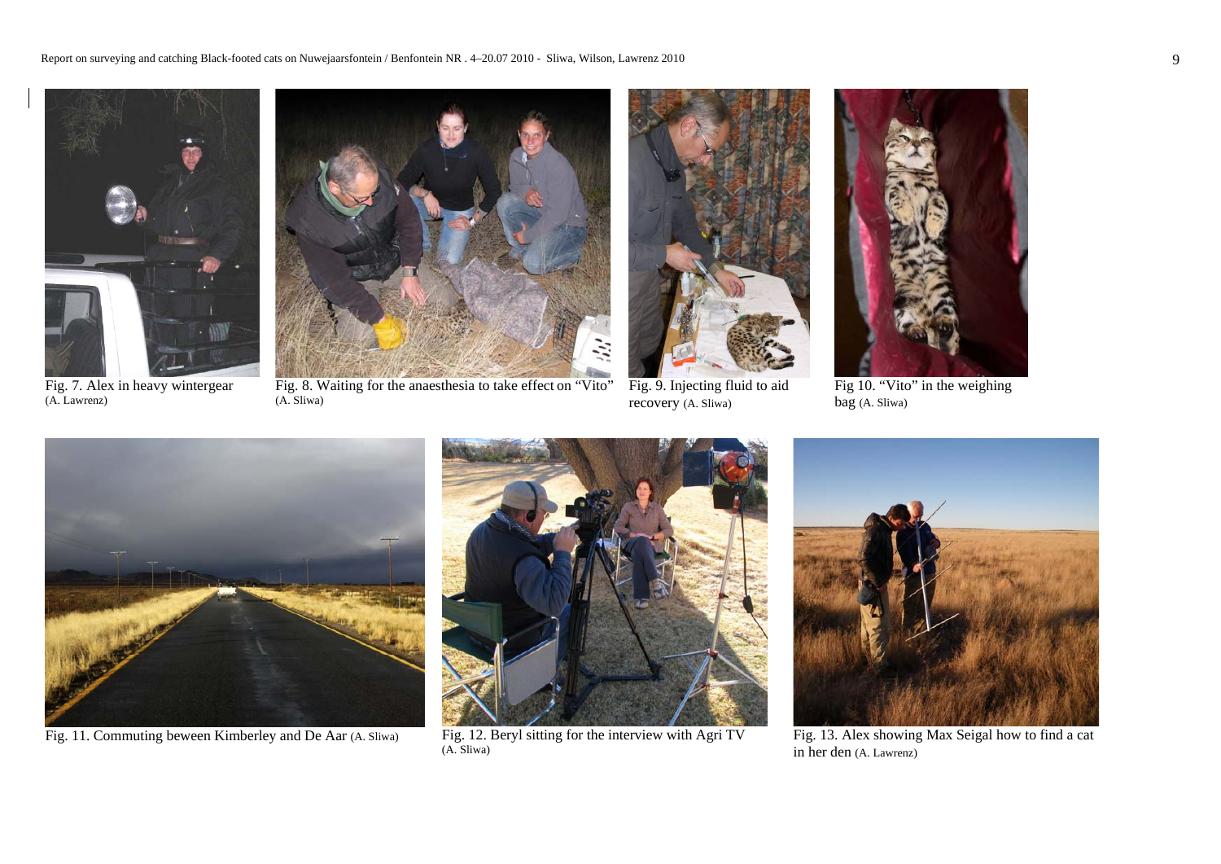Fig. 7. Alex in heavy wintergear (A. Lawrenz)

Fig. 8. Waiting for the anaesthesia to take effect on "Vito" (A. Sliwa)

Fig. 9. Injecting fluid to aid recovery (A. Sliwa)

Fig 10. "Vito" in the weighing bag (A. Sliwa)

Fig. 11. Commuting beween Kimberley and De Aar (A. Sliwa)

Fig. 12. Beryl sitting for the interview with Agri TV (A. Sliwa)

Fig. 13. Alex showing Max Seigal how to find a cat in her den (A. Lawrenz)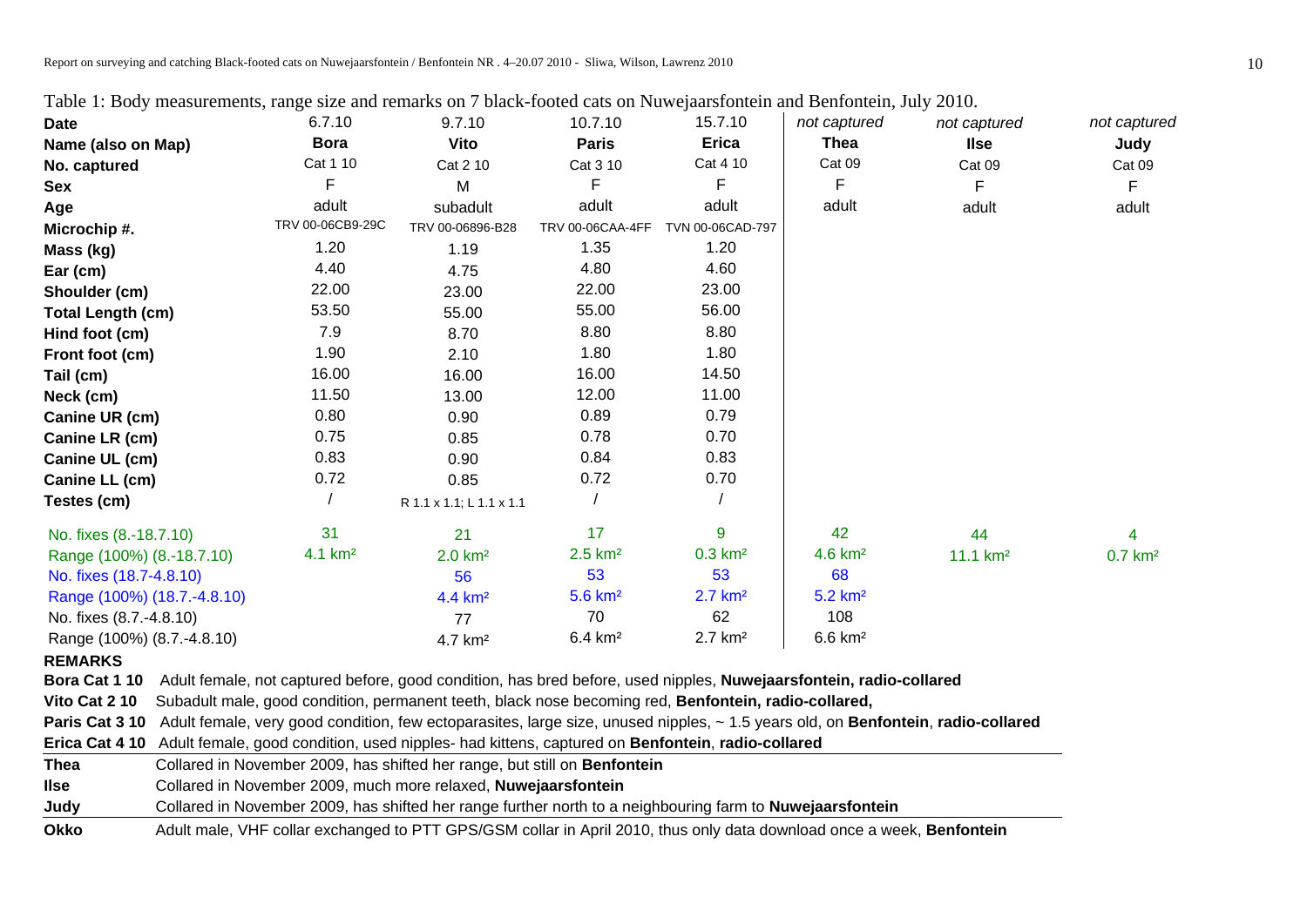Table 1: Body measurements, range size and remarks on 7 black-footed cats on Nuwejaarsfontein and Benfontein, July 2010.

| **Date** | 6.7.10 | 9.7.10 | 10.7.10 | 15.7.10 | *not captured* | *not captured* | *not captured* |
|---|---|---|---|---|---|---|---|
| **Name (also on Map)** | **Bora** | **Vito** | **Paris** | **Erica** | **Thea** | **Ilse** | **Judy** |
| **No. captured** | Cat 1 10 | Cat 2 10 | Cat 3 10 | Cat 4 10 | Cat 09 | Cat 09 | Cat 09 |
| **Sex** | F | M | F | F | F | F | F |
| **Age** | adult | subadult | adult | adult | adult | adult | adult |
| **Microchip #.** | TRV 00-06CB9-29C | TRV 00-06896-B28 | TRV 00-06CAA-4FF | TVN 00-06CAD-797 | | | |
| **Mass (kg)** | 1.20 | 1.19 | 1.35 | 1.20 | | | |
| **Ear (cm)** | 4.40 | 4.75 | 4.80 | 4.60 | | | |
| **Shoulder (cm)** | 22.00 | 23.00 | 22.00 | 23.00 | | | |
| **Total Length (cm)** | 53.50 | 55.00 | 55.00 | 56.00 | | | |
| **Hind foot (cm)** | 7.9 | 8.70 | 8.80 | 8.80 | | | |
| **Front foot (cm)** | 1.90 | 2.10 | 1.80 | 1.80 | | | |
| **Tail (cm)** | 16.00 | 16.00 | 16.00 | 14.50 | | | |
| **Neck (cm)** | 11.50 | 13.00 | 12.00 | 11.00 | | | |
| **Canine UR (cm)** | 0.80 | 0.90 | 0.89 | 0.79 | | | |
| **Canine LR (cm)** | 0.75 | 0.85 | 0.78 | 0.70 | | | |
| **Canine UL (cm)** | 0.83 | 0.90 | 0.84 | 0.83 | | | |
| **Canine LL (cm)** | 0.72 | 0.85 | 0.72 | 0.70 | | | |
| **Testes (cm)** | / | R 1.1 x 1.1; L 1.1 x 1.1 | / | / | | | |
| No. fixes (8.-18.7.10) | 31 | 21 | 17 | 9 | 42 | 44 | 4 |
| Range (100%) (8.-18.7.10) | 4.1 km² | 2.0 km² | 2.5 km² | 0.3 km² | 4.6 km² | 11.1 km² | 0.7 km² |
| No. fixes (18.7-4.8.10) | | 56 | 53 | 53 | 68 | | |
| Range (100%) (18.7.-4.8.10) | | 4.4 km² | 5.6 km² | 2.7 km² | 5.2 km² | | |
| No. fixes (8.7.-4.8.10) | | 77 | 70 | 62 | 108 | | |
| Range (100%) (8.7.-4.8.10) | | 4.7 km² | 6.4 km² | 2.7 km² | 6.6 km² | | |

**REMARKS**

**Bora Cat 1 10** Adult female, not captured before, good condition, has bred before, used nipples, **Nuwejaarsfontein, radio-collared**

**Vito Cat 2 10** Subadult male, good condition, permanent teeth, black nose becoming red, **Benfontein, radio-collared,**

**Paris Cat 3 10** Adult female, very good condition, few ectoparasites, large size, unused nipples, ~ 1.5 years old, on **Benfontein**, **radio-collared**

**Erica Cat 4 10** Adult female, good condition, used nipples- had kittens, captured on **Benfontein**, **radio-collared**

**Thea** Collared in November 2009, has shifted her range, but still on **Benfontein**

**Ilse** Collared in November 2009, much more relaxed, **Nuwejaarsfontein**

**Judy** Collared in November 2009, has shifted her range further north to a neighbouring farm to **Nuwejaarsfontein**

**Okko** Adult male, VHF collar exchanged to PTT GPS/GSM collar in April 2010, thus only data download once a week, **Benfontein**